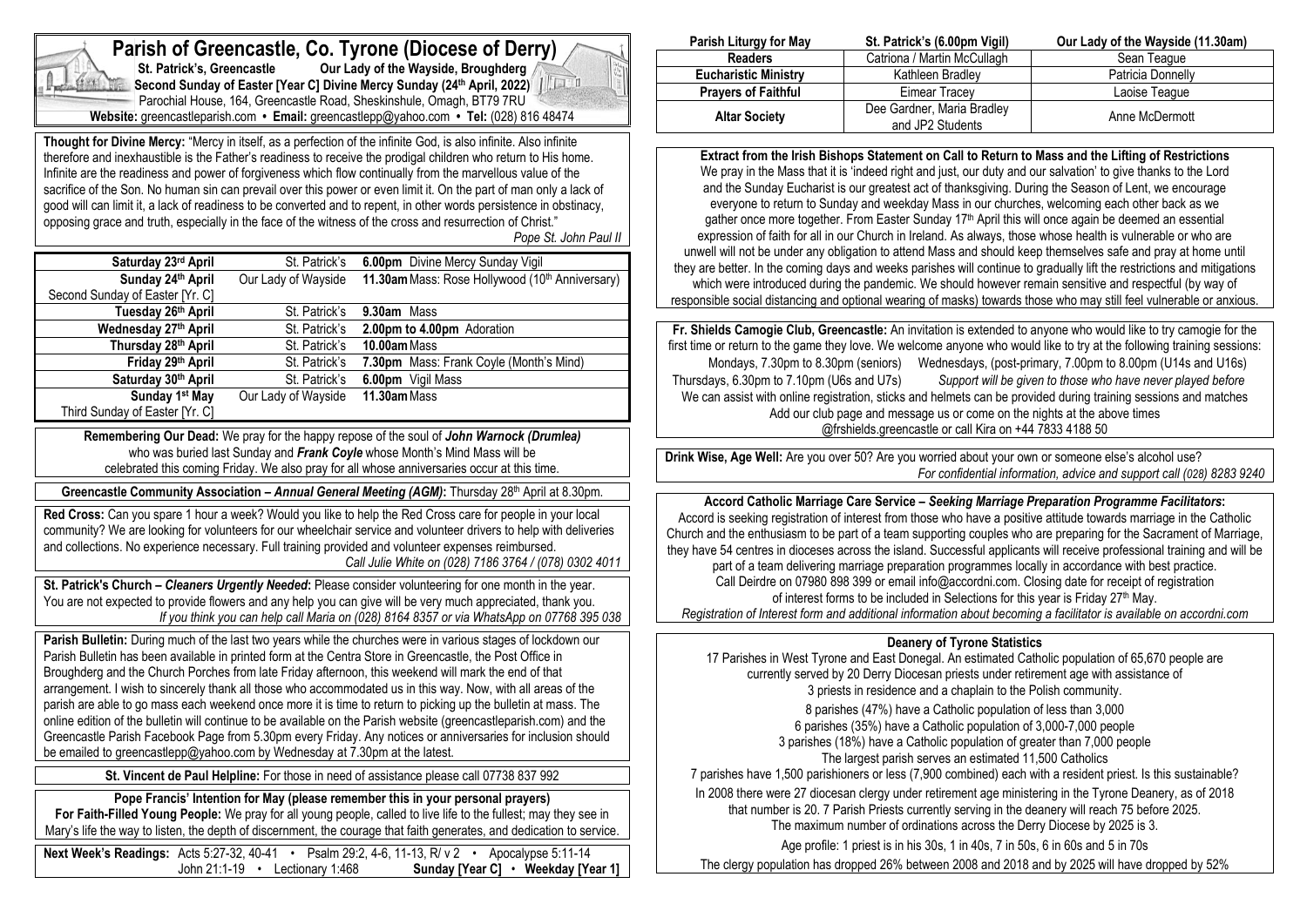# Parish of Greencastle, Co. Tyrone (Diocese of Derry)

**St. Patrick's, Greencastle** **Our Lady of the Wayside, Broughderg**

**Second Sunday of Easter [Year C] Divine Mercy Sunday (24th April, 2022)**

Parochial House, 164, Greencastle Road, Sheskinshule, Omagh, BT79 7RU

**Website:** greencastleparish.com • **Email:** greencastlepp@yahoo.com • **Tel:** (028) 816 48474

**Thought for Divine Mercy:** "Mercy in itself, as a perfection of the infinite God, is also infinite. Also infinite therefore and inexhaustible is the Father's readiness to receive the prodigal children who return to His home. Infinite are the readiness and power of forgiveness which flow continually from the marvellous value of the sacrifice of the Son. No human sin can prevail over this power or even limit it. On the part of man only a lack of good will can limit it, a lack of readiness to be converted and to repent, in other words persistence in obstinacy, opposing grace and truth, especially in the face of the witness of the cross and resurrection of Christ."

*Pope St. John Paul II*

| Day | Church | Time / Intention |
|---|---|---|
| **Saturday 23rd April** | St. Patrick's | **6.00pm** Divine Mercy Sunday Vigil |
| **Sunday 24th April** Second Sunday of Easter [Yr. C] | Our Lady of Wayside | **11.30am** Mass: Rose Hollywood (10th Anniversary) |
| **Tuesday 26th April** | St. Patrick's | **9.30am** Mass |
| **Wednesday 27th April** | St. Patrick's | **2.00pm to 4.00pm** Adoration |
| **Thursday 28th April** | St. Patrick's | **10.00am** Mass |
| **Friday 29th April** | St. Patrick's | **7.30pm** Mass: Frank Coyle (Month's Mind) |
| **Saturday 30th April** | St. Patrick's | **6.00pm** Vigil Mass |
| **Sunday 1st May** Third Sunday of Easter [Yr. C] | Our Lady of Wayside | **11.30am** Mass |

**Remembering Our Dead:** We pray for the happy repose of the soul of ***John Warnock (Drumlea)*** who was buried last Sunday and ***Frank Coyle*** whose Month's Mind Mass will be celebrated this coming Friday. We also pray for all whose anniversaries occur at this time.

**Greencastle Community Association – *Annual General Meeting (AGM)*:** Thursday 28th April at 8.30pm.

**Red Cross:** Can you spare 1 hour a week? Would you like to help the Red Cross care for people in your local community? We are looking for volunteers for our wheelchair service and volunteer drivers to help with deliveries and collections. No experience necessary. Full training provided and volunteer expenses reimbursed.

*Call Julie White on (028) 7186 3764 / (078) 0302 4011*

**St. Patrick's Church – *Cleaners Urgently Needed*:** Please consider volunteering for one month in the year. You are not expected to provide flowers and any help you can give will be very much appreciated, thank you.

*If you think you can help call Maria on (028) 8164 8357 or via WhatsApp on 07768 395 038*

**Parish Bulletin:** During much of the last two years while the churches were in various stages of lockdown our Parish Bulletin has been available in printed form at the Centra Store in Greencastle, the Post Office in Broughderg and the Church Porches from late Friday afternoon, this weekend will mark the end of that arrangement. I wish to sincerely thank all those who accommodated us in this way. Now, with all areas of the parish are able to go mass each weekend once more it is time to return to picking up the bulletin at mass. The online edition of the bulletin will continue to be available on the Parish website (greencastleparish.com) and the Greencastle Parish Facebook Page from 5.30pm every Friday. Any notices or anniversaries for inclusion should be emailed to greencastlepp@yahoo.com by Wednesday at 7.30pm at the latest.

**St. Vincent de Paul Helpline:** For those in need of assistance please call 07738 837 992

**Pope Francis' Intention for May (please remember this in your personal prayers)**

**For Faith-Filled Young People:** We pray for all young people, called to live life to the fullest; may they see in Mary's life the way to listen, the depth of discernment, the courage that faith generates, and dedication to service.

**Next Week's Readings:** Acts 5:27-32, 40-41 • Psalm 29:2, 4-6, 11-13, R/ v 2 • Apocalypse 5:11-14
John 21:1-19 • Lectionary 1:468 **Sunday [Year C] • Weekday [Year 1]**

| Parish Liturgy for May | St. Patrick's (6.00pm Vigil) | Our Lady of the Wayside (11.30am) |
|---|---|---|
| **Readers** | Catriona / Martin McCullagh | Sean Teague |
| **Eucharistic Ministry** | Kathleen Bradley | Patricia Donnelly |
| **Prayers of Faithful** | Eimear Tracey | Laoise Teague |
| **Altar Society** | Dee Gardner, Maria Bradley and JP2 Students | Anne McDermott |

**Extract from the Irish Bishops Statement on Call to Mass and the Lifting of Restrictions**

We pray in the Mass that it is 'indeed right and just, our duty and our salvation' to give thanks to the Lord and the Sunday Eucharist is our greatest act of thanksgiving. During the Season of Lent, we encourage everyone to return to Sunday and weekday Mass in our churches, welcoming each other back as we gather once more together. From Easter Sunday 17th April this will once again be deemed an essential expression of faith for all in our Church in Ireland. As always, those whose health is vulnerable or who are unwell will not be under any obligation to attend Mass and should keep themselves safe and pray at home until they are better. In the coming days and weeks parishes will continue to gradually lift the restrictions and mitigations which were introduced during the pandemic. We should however remain sensitive and respectful (by way of responsible social distancing and optional wearing of masks) towards those who may still feel vulnerable or anxious.

**Fr. Shields Camogie Club, Greencastle:** An invitation is extended to anyone who would like to try camogie for the first time or return to the game they love. We welcome anyone who would like to try at the following training sessions:
Mondays, 7.30pm to 8.30pm (seniors) Wednesdays, (post-primary, 7.00pm to 8.00pm (U14s and U16s)
Thursdays, 6.30pm to 7.10pm (U6s and U7s) *Support will be given to those who have never played before*
We can assist with online registration, sticks and helmets can be provided during training sessions and matches
Add our club page and message us or come on the nights at the above times
@frshields.greencastle or call Kira on +44 7833 4188 50

**Drink Wise, Age Well:** Are you over 50? Are you worried about your own or someone else's alcohol use?
*For confidential information, advice and support call (028) 8283 9240*

**Accord Catholic Marriage Care Service – *Seeking Marriage Preparation Programme Facilitators*:**

Accord is seeking registration of interest from those who have a positive attitude towards marriage in the Catholic Church and the enthusiasm to be part of a team supporting couples who are preparing for the Sacrament of Marriage, they have 54 centres in dioceses across the island. Successful applicants will receive professional training and will be part of a team delivering marriage preparation programmes locally in accordance with best practice.
Call Deirdre on 07980 898 399 or email info@accordni.com. Closing date for receipt of registration of interest forms to be included in Selections for this year is Friday 27th May.
*Registration of Interest form and additional information about becoming a facilitator is available on accordni.com*

**Deanery of Tyrone Statistics**

17 Parishes in West Tyrone and East Donegal. An estimated Catholic population of 65,670 people are currently served by 20 Derry Diocesan priests under retirement age with assistance of 3 priests in residence and a chaplain to the Polish community.

8 parishes (47%) have a Catholic population of less than 3,000
6 parishes (35%) have a Catholic population of 3,000-7,000 people
3 parishes (18%) have a Catholic population of greater than 7,000 people
The largest parish serves an estimated 11,500 Catholics
7 parishes have 1,500 parishioners or less (7,900 combined) each with a resident priest. Is this sustainable?

In 2008 there were 27 diocesan clergy under retirement age ministering in the Tyrone Deanery, as of 2018 that number is 20. 7 Parish Priests currently serving in the deanery will reach 75 before 2025.
The maximum number of ordinations across the Derry Diocese by 2025 is 3.

Age profile: 1 priest is in his 30s, 1 in 40s, 7 in 50s, 6 in 60s and 5 in 70s

The clergy population has dropped 26% between 2008 and 2018 and by 2025 will have dropped by 52%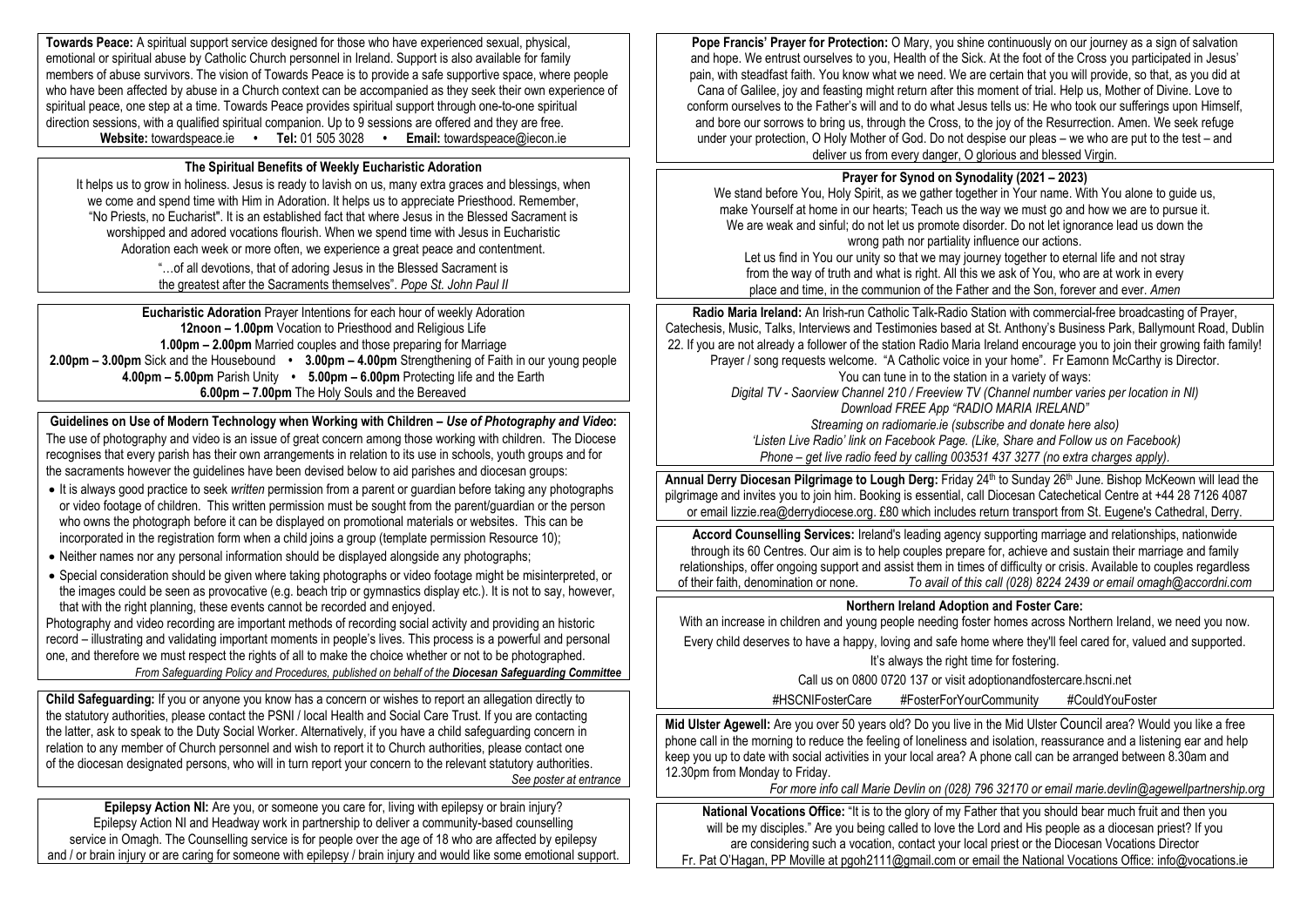**Towards Peace:** A spiritual support service designed for those who have experienced sexual, physical, emotional or spiritual abuse by Catholic Church personnel in Ireland. Support is also available for family members of abuse survivors. The vision of Towards Peace is to provide a safe supportive space, where people who have been affected by abuse in a Church context can be accompanied as they seek their own experience of spiritual peace, one step at a time. Towards Peace provides spiritual support through one-to-one spiritual direction sessions, with a qualified spiritual companion. Up to 9 sessions are offered and they are free.
**Website:** towardspeace.ie • **Tel:** 01 505 3028 • **Email:** towardspeace@iecon.ie

**The Spiritual Benefits of Weekly Eucharistic Adoration**

It helps us to grow in holiness. Jesus is ready to lavish on us, many extra graces and blessings, when we come and spend time with Him in Adoration. It helps us to appreciate Priesthood. Remember, "No Priests, no Eucharist". It is an established fact that where Jesus in the Blessed Sacrament is worshipped and adored vocations flourish. When we spend time with Jesus in Eucharistic Adoration each week or more often, we experience a great peace and contentment.

"…of all devotions, that of adoring Jesus in the Blessed Sacrament is the greatest after the Sacraments themselves". *Pope St. John Paul II*

**Eucharistic Adoration** Prayer Intentions for each hour of weekly Adoration
**12noon – 1.00pm** Vocation to Priesthood and Religious Life
**1.00pm – 2.00pm** Married couples and those preparing for Marriage
**2.00pm – 3.00pm** Sick and the Housebound • **3.00pm – 4.00pm** Strengthening of Faith in our young people
**4.00pm – 5.00pm** Parish Unity • **5.00pm – 6.00pm** Protecting life and the Earth
**6.00pm – 7.00pm** The Holy Souls and the Bereaved

**Guidelines on Use of Modern Technology when Working with Children – *Use of Photography and Video*:**
The use of photography and video is an issue of great concern among those working with children. The Diocese recognises that every parish has their own arrangements in relation to its use in schools, youth groups and for the sacraments however the guidelines have been devised below to aid parishes and diocesan groups:

- It is always good practice to seek *written* permission from a parent or guardian before taking any photographs or video footage of children. This written permission must be sought from the parent/guardian or the person who owns the photograph before it can be displayed on promotional materials or websites. This can be incorporated in the registration form when a child joins a group (template permission Resource 10);
- Neither names nor any personal information should be displayed alongside any photographs;
- Special consideration should be given where taking photographs or video footage might be misinterpreted, or the images could be seen as provocative (e.g. beach trip or gymnastics display etc.). It is not to say, however, that with the right planning, these events cannot be recorded and enjoyed.

Photography and video recording are important methods of recording social activity and providing an historic record – illustrating and validating important moments in people's lives. This process is a powerful and personal one, and therefore we must respect the rights of all to make the choice whether or not to be photographed.
*From Safeguarding Policy and Procedures, published on behalf of the **Diocesan Safeguarding Committee***

**Child Safeguarding:** If you or anyone you know has a concern or wishes to report an allegation directly to the statutory authorities, please contact the PSNI / local Health and Social Care Trust. If you are contacting the latter, ask to speak to the Duty Social Worker. Alternatively, if you have a child safeguarding concern in relation to any member of Church personnel and wish to report it to Church authorities, please contact one of the diocesan designated persons, who will in turn report your concern to the relevant statutory authorities.
*See poster at entrance*

**Epilepsy Action NI:** Are you, or someone you care for, living with epilepsy or brain injury? Epilepsy Action NI and Headway work in partnership to deliver a community-based counselling service in Omagh. The Counselling service is for people over the age of 18 who are affected by epilepsy and / or brain injury or are caring for someone with epilepsy / brain injury and would like some emotional support.

**Pope Francis' Prayer for Protection:** O Mary, you shine continuously on our journey as a sign of salvation and hope. We entrust ourselves to you, Health of the Sick. At the foot of the Cross you participated in Jesus' pain, with steadfast faith. You know what we need. We are certain that you will provide, so that, as you did at Cana of Galilee, joy and feasting might return after this moment of trial. Help us, Mother of Divine. Love to conform ourselves to the Father's will and to do what Jesus tells us: He who took our sufferings upon Himself, and bore our sorrows to bring us, through the Cross, to the joy of the Resurrection. Amen. We seek refuge under your protection, O Holy Mother of God. Do not despise our pleas – we who are put to the test – and deliver us from every danger, O glorious and blessed Virgin.

**Prayer for Synod on Synodality (2021 – 2023)**

We stand before You, Holy Spirit, as we gather together in Your name. With You alone to guide us, make Yourself at home in our hearts; Teach us the way we must go and how we are to pursue it. We are weak and sinful; do not let us promote disorder. Do not let ignorance lead us down the wrong path nor partiality influence our actions.
Let us find in You our unity so that we may journey together to eternal life and not stray from the way of truth and what is right. All this we ask of You, who are at work in every place and time, in the communion of the Father and the Son, forever and ever. *Amen*

**Radio Maria Ireland:** An Irish-run Catholic Talk-Radio Station with commercial-free broadcasting of Prayer, Catechesis, Music, Talks, Interviews and Testimonies based at St. Anthony's Business Park, Ballymount Road, Dublin 22. If you are not already a follower of the station Radio Maria Ireland encourage you to join their growing faith family! Prayer / song requests welcome. "A Catholic voice in your home". Fr Eamonn McCarthy is Director.
You can tune in to the station in a variety of ways:
*Digital TV - Saorview Channel 210 / Freeview TV (Channel number varies per location in NI)*
*Download FREE App "RADIO MARIA IRELAND"*
*Streaming on radiomarie.ie (subscribe and donate here also)*
*'Listen Live Radio' link on Facebook Page. (Like, Share and Follow us on Facebook)*
*Phone – get live radio feed by calling 003531 437 3277 (no extra charges apply).*

**Annual Derry Diocesan Pilgrimage to Lough Derg:** Friday 24th to Sunday 26th June. Bishop McKeown will lead the pilgrimage and invites you to join him. Booking is essential, call Diocesan Catechetical Centre at +44 28 7126 4087 or email lizzie.rea@derrydiocese.org. £80 which includes return transport from St. Eugene's Cathedral, Derry.

**Accord Counselling Services:** Ireland's leading agency supporting marriage and relationships, nationwide through its 60 Centres. Our aim is to help couples prepare for, achieve and sustain their marriage and family relationships, offer ongoing support and assist them in times of difficulty or crisis. Available to couples regardless of their faith, denomination or none. *To avail of this call (028) 8224 2439 or email omagh@accordni.com*

**Northern Ireland Adoption and Foster Care:**

With an increase in children and young people needing foster homes across Northern Ireland, we need you now.
Every child deserves to have a happy, loving and safe home where they'll feel cared for, valued and supported.
It's always the right time for fostering.
Call us on 0800 0720 137 or visit adoptionandfostercare.hscni.net
#HSCNIFosterCare #FosterForYourCommunity #CouldYouFoster

**Mid Ulster Agewell:** Are you over 50 years old? Do you live in the Mid Ulster Council area? Would you like a free phone call in the morning to reduce the feeling of loneliness and isolation, reassurance and a listening ear and help keep you up to date with social activities in your local area? A phone call can be arranged between 8.30am and 12.30pm from Monday to Friday.
*For more info call Marie Devlin on (028) 796 32170 or email marie.devlin@agewellpartnership.org*

**National Vocations Office:** "It is to the glory of my Father that you should bear much fruit and then you will be my disciples." Are you being called to love the Lord and His people as a diocesan priest? If you are considering such a vocation, contact your local priest or the Diocesan Vocations Director Fr. Pat O'Hagan, PP Moville at pgoh2111@gmail.com or email the National Vocations Office: info@vocations.ie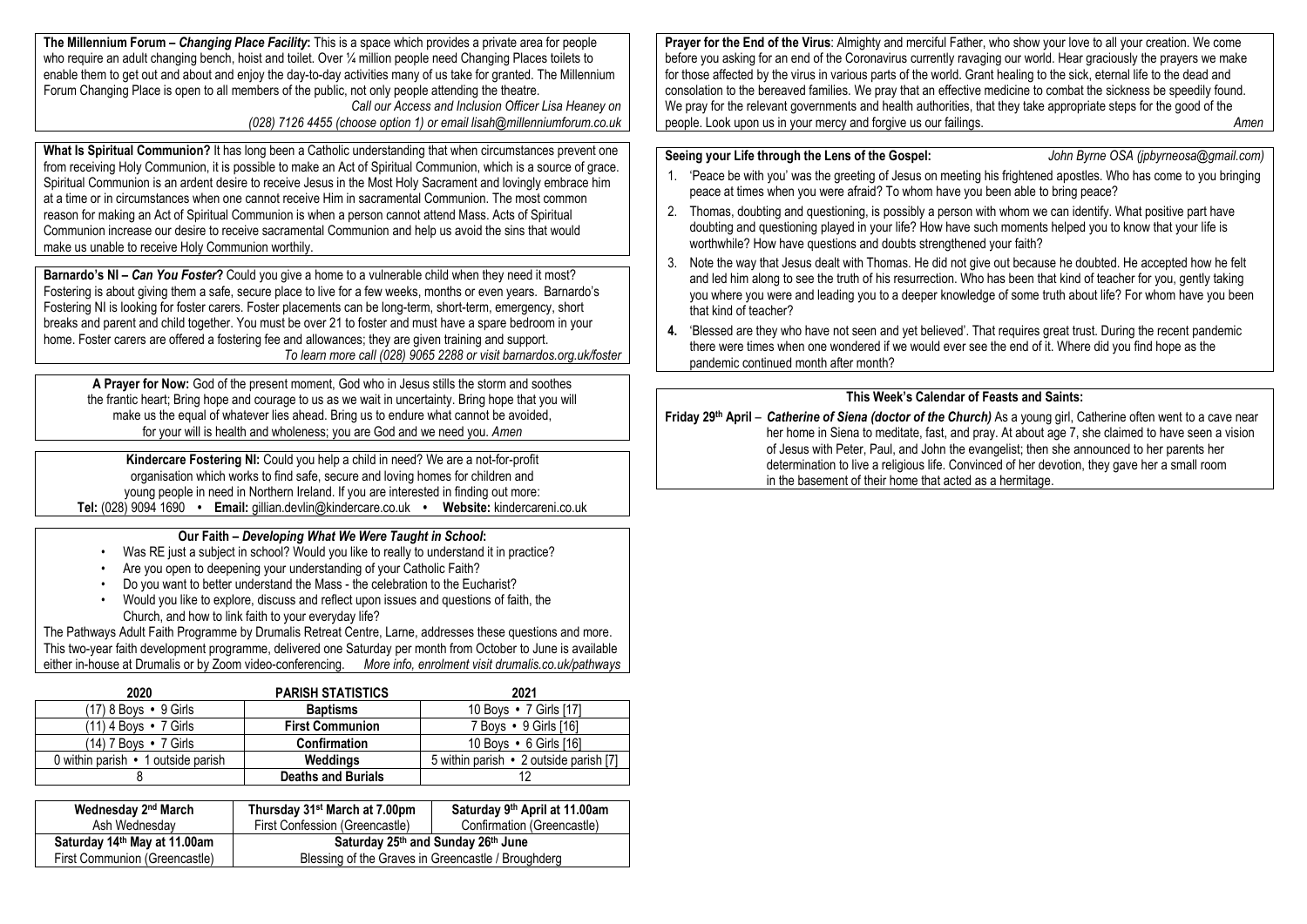**The Millennium Forum – *Changing Place Facility*:** This is a space which provides a private area for people who require an adult changing bench, hoist and toilet. Over ¼ million people need Changing Places toilets to enable them to get out and about and enjoy the day-to-day activities many of us take for granted. The Millennium Forum Changing Place is open to all members of the public, not only people attending the theatre.

*Call our Access and Inclusion Officer Lisa Heaney on (028) 7126 4455 (choose option 1) or email lisah@millenniumforum.co.uk*

**What Is Spiritual Communion?** It has long been a Catholic understanding that when circumstances prevent one from receiving Holy Communion, it is possible to make an Act of Spiritual Communion, which is a source of grace. Spiritual Communion is an ardent desire to receive Jesus in the Most Holy Sacrament and lovingly embrace him at a time or in circumstances when one cannot receive Him in sacramental Communion. The most common reason for making an Act of Spiritual Communion is when a person cannot attend Mass. Acts of Spiritual Communion increase our desire to receive sacramental Communion and help us avoid the sins that would make us unable to receive Holy Communion worthily.

**Barnardo's NI – *Can You Foster*?** Could you give a home to a vulnerable child when they need it most? Fostering is about giving them a safe, secure place to live for a few weeks, months or even years. Barnardo's Fostering NI is looking for foster carers. Foster placements can be long-term, short-term, emergency, short breaks and parent and child together. You must be over 21 to foster and must have a spare bedroom in your home. Foster carers are offered a fostering fee and allowances; they are given training and support.

*To learn more call (028) 9065 2288 or visit barnardos.org.uk/foster*

**A Prayer for Now:** God of the present moment, God who in Jesus stills the storm and soothes the frantic heart; Bring hope and courage to us as we wait in uncertainty. Bring hope that you will make us the equal of whatever lies ahead. Bring us to endure what cannot be avoided, for your will is health and wholeness; you are God and we need you. *Amen*

**Kindercare Fostering NI:** Could you help a child in need? We are a not-for-profit organisation which works to find safe, secure and loving homes for children and young people in need in Northern Ireland. If you are interested in finding out more:
**Tel:** (028) 9094 1690 • **Email:** gillian.devlin@kindercare.co.uk • **Website:** kindercareni.co.uk

**Our Faith – *Developing What We Were Taught in School*:**

- Was RE just a subject in school? Would you like to really to understand it in practice?
- Are you open to deepening your understanding of your Catholic Faith?
- Do you want to better understand the Mass - the celebration to the Eucharist?
- Would you like to explore, discuss and reflect upon issues and questions of faith, the Church, and how to link faith to your everyday life?

The Pathways Adult Faith Programme by Drumalis Retreat Centre, Larne, addresses these questions and more. This two-year faith development programme, delivered one Saturday per month from October to June is available either in-house at Drumalis or by Zoom video-conferencing. *More info, enrolment visit drumalis.co.uk/pathways*

| 2020 | PARISH STATISTICS | 2021 |
|---|---|---|
| (17) 8 Boys • 9 Girls | **Baptisms** | 10 Boys • 7 Girls [17] |
| (11) 4 Boys • 7 Girls | **First Communion** | 7 Boys • 9 Girls [16] |
| (14) 7 Boys • 7 Girls | **Confirmation** | 10 Boys • 6 Girls [16] |
| 0 within parish • 1 outside parish | **Weddings** | 5 within parish • 2 outside parish [7] |
| 8 | **Deaths and Burials** | 12 |

| **Wednesday 2nd March** | **Thursday 31st March at 7.00pm** | **Saturday 9th April at 11.00am** |
|---|---|---|
| Ash Wednesday | First Confession (Greencastle) | Confirmation (Greencastle) |
| **Saturday 14th May at 11.00am** | **Saturday 25th and Sunday 26th June** | |
| First Communion (Greencastle) | Blessing of the Graves in Greencastle / Broughderg | |

**Prayer for the End of the Virus**: Almighty and merciful Father, who show your love to all your creation. We come before you asking for an end of the Coronavirus currently ravaging our world. Hear graciously the prayers we make for those affected by the virus in various parts of the world. Grant healing to the sick, eternal life to the dead and consolation to the bereaved families. We pray that an effective medicine to combat the sickness be speedily found. We pray for the relevant governments and health authorities, that they take appropriate steps for the good of the people. Look upon us in your mercy and forgive us our failings. *Amen*

**Seeing your Life through the Lens of the Gospel:** *John Byrne OSA (jpbyrneosa@gmail.com)*

1. 'Peace be with you' was the greeting of Jesus on meeting his frightened apostles. Who has come to you bringing peace at times when you were afraid? To whom have you been able to bring peace?
2. Thomas, doubting and questioning, is possibly a person with whom we can identify. What positive part have doubting and questioning played in your life? How have such moments helped you to know that your life is worthwhile? How have questions and doubts strengthened your faith?
3. Note the way that Jesus dealt with Thomas. He did not give out because he doubted. He accepted how he felt and led him along to see the truth of his resurrection. Who has been that kind of teacher for you, gently taking you where you were and leading you to a deeper knowledge of some truth about life? For whom have you been that kind of teacher?
4. 'Blessed are they who have not seen and yet believed'. That requires great trust. During the recent pandemic there were times when one wondered if we would ever see the end of it. Where did you find hope as the pandemic continued month after month?

**This Week's Calendar of Feasts and Saints:**

**Friday 29th April** – ***Catherine of Siena (doctor of the Church)*** As a young girl, Catherine often went to a cave near her home in Siena to meditate, fast, and pray. At about age 7, she claimed to have seen a vision of Jesus with Peter, Paul, and John the evangelist; then she announced to her parents her determination to live a religious life. Convinced of her devotion, they gave her a small room in the basement of their home that acted as a hermitage.